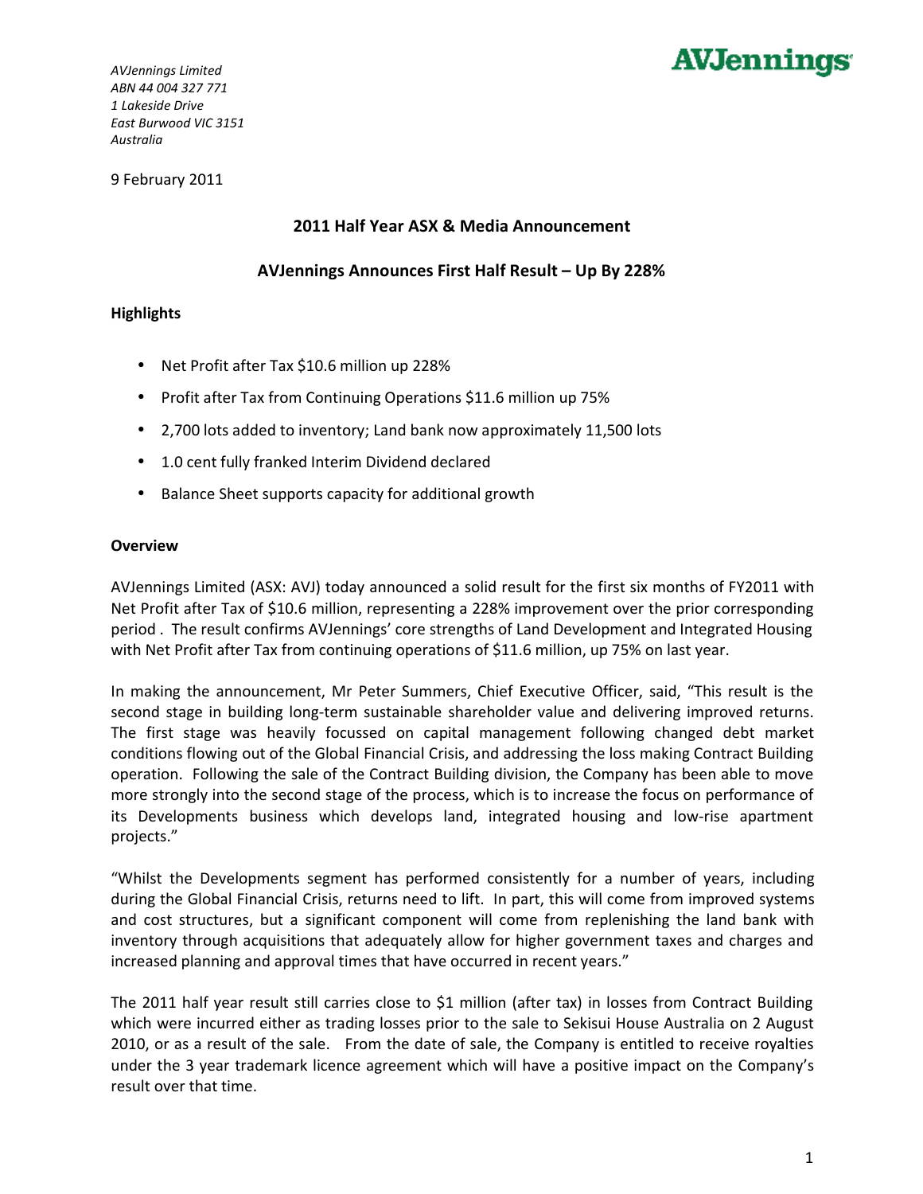AVJennings

*AVJennings Limited*
*ABN 44 004 327 771*
*1 Lakeside Drive*
*East Burwood VIC 3151*
*Australia*

9 February 2011

## 2011 Half Year ASX & Media Announcement

## AVJennings Announces First Half Result – Up By 228%

### Highlights

- Net Profit after Tax $10.6 million up 228%
- Profit after Tax from Continuing Operations $11.6 million up 75%
- 2,700 lots added to inventory; Land bank now approximately 11,500 lots
- 1.0 cent fully franked Interim Dividend declared
- Balance Sheet supports capacity for additional growth

### Overview

AVJennings Limited (ASX: AVJ) today announced a solid result for the first six months of FY2011 with Net Profit after Tax of $10.6 million, representing a 228% improvement over the prior corresponding period . The result confirms AVJennings' core strengths of Land Development and Integrated Housing with Net Profit after Tax from continuing operations of $11.6 million, up 75% on last year.

In making the announcement, Mr Peter Summers, Chief Executive Officer, said, "This result is the second stage in building long-term sustainable shareholder value and delivering improved returns. The first stage was heavily focussed on capital management following changed debt market conditions flowing out of the Global Financial Crisis, and addressing the loss making Contract Building operation. Following the sale of the Contract Building division, the Company has been able to move more strongly into the second stage of the process, which is to increase the focus on performance of its Developments business which develops land, integrated housing and low-rise apartment projects."

"Whilst the Developments segment has performed consistently for a number of years, including during the Global Financial Crisis, returns need to lift. In part, this will come from improved systems and cost structures, but a significant component will come from replenishing the land bank with inventory through acquisitions that adequately allow for higher government taxes and charges and increased planning and approval times that have occurred in recent years."

The 2011 half year result still carries close to $1 million (after tax) in losses from Contract Building which were incurred either as trading losses prior to the sale to Sekisui House Australia on 2 August 2010, or as a result of the sale. From the date of sale, the Company is entitled to receive royalties under the 3 year trademark licence agreement which will have a positive impact on the Company's result over that time.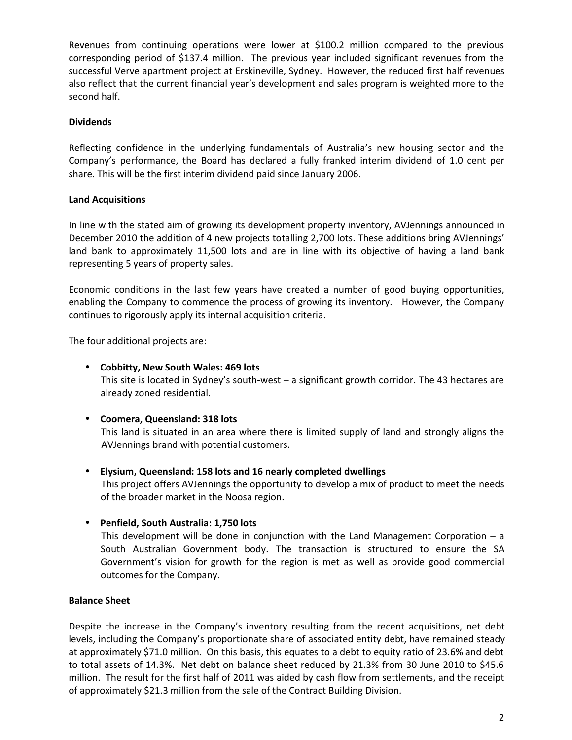Revenues from continuing operations were lower at $100.2 million compared to the previous corresponding period of $137.4 million. The previous year included significant revenues from the successful Verve apartment project at Erskineville, Sydney. However, the reduced first half revenues also reflect that the current financial year's development and sales program is weighted more to the second half.

**Dividends**

Reflecting confidence in the underlying fundamentals of Australia's new housing sector and the Company's performance, the Board has declared a fully franked interim dividend of 1.0 cent per share. This will be the first interim dividend paid since January 2006.

**Land Acquisitions**

In line with the stated aim of growing its development property inventory, AVJennings announced in December 2010 the addition of 4 new projects totalling 2,700 lots. These additions bring AVJennings' land bank to approximately 11,500 lots and are in line with its objective of having a land bank representing 5 years of property sales.

Economic conditions in the last few years have created a number of good buying opportunities, enabling the Company to commence the process of growing its inventory. However, the Company continues to rigorously apply its internal acquisition criteria.

The four additional projects are:

- **Cobbitty, New South Wales: 469 lots**
  This site is located in Sydney's south-west – a significant growth corridor. The 43 hectares are already zoned residential.

- **Coomera, Queensland: 318 lots**
  This land is situated in an area where there is limited supply of land and strongly aligns the AVJennings brand with potential customers.

- **Elysium, Queensland: 158 lots and 16 nearly completed dwellings**
  This project offers AVJennings the opportunity to develop a mix of product to meet the needs of the broader market in the Noosa region.

- **Penfield, South Australia: 1,750 lots**
  This development will be done in conjunction with the Land Management Corporation – a South Australian Government body. The transaction is structured to ensure the SA Government's vision for growth for the region is met as well as provide good commercial outcomes for the Company.

**Balance Sheet**

Despite the increase in the Company's inventory resulting from the recent acquisitions, net debt levels, including the Company's proportionate share of associated entity debt, have remained steady at approximately $71.0 million. On this basis, this equates to a debt to equity ratio of 23.6% and debt to total assets of 14.3%. Net debt on balance sheet reduced by 21.3% from 30 June 2010 to $45.6 million. The result for the first half of 2011 was aided by cash flow from settlements, and the receipt of approximately $21.3 million from the sale of the Contract Building Division.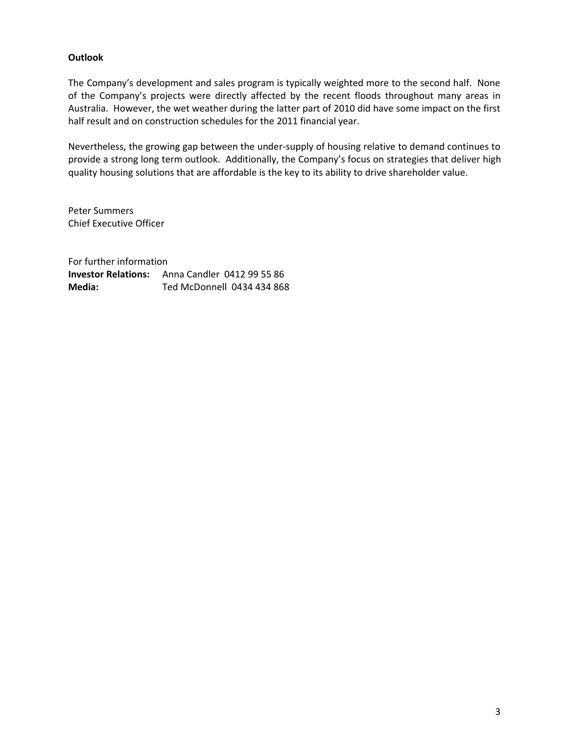**Outlook**

The Company's development and sales program is typically weighted more to the second half. None of the Company's projects were directly affected by the recent floods throughout many areas in Australia. However, the wet weather during the latter part of 2010 did have some impact on the first half result and on construction schedules for the 2011 financial year.

Nevertheless, the growing gap between the under-supply of housing relative to demand continues to provide a strong long term outlook. Additionally, the Company's focus on strategies that deliver high quality housing solutions that are affordable is the key to its ability to drive shareholder value.

Peter Summers
Chief Executive Officer

For further information
**Investor Relations:** Anna Candler 0412 99 55 86
**Media:** Ted McDonnell 0434 434 868